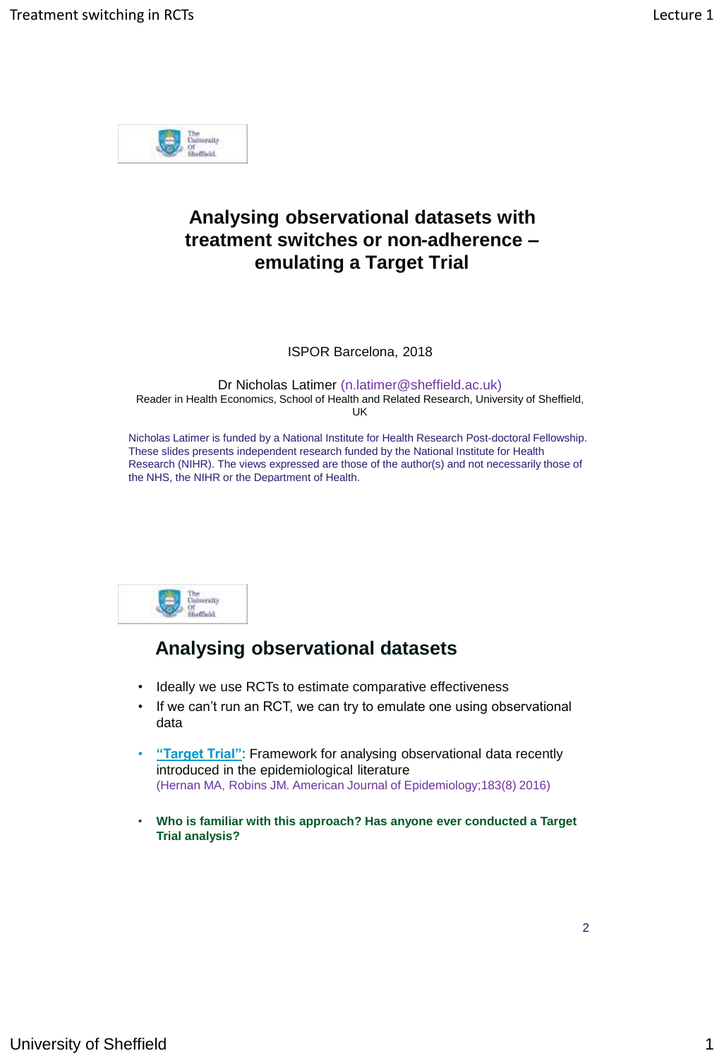# Analysing observational datasets with treatment switches or non-adherence – emulating a Target Trial

ISPOR Barcelona, 2018

Dr Nicholas Latimer (n.latimer@sheffield.ac.uk)
Reader in Health Economics, School of Health and Related Research, University of Sheffield, UK

Nicholas Latimer is funded by a National Institute for Health Research Post-doctoral Fellowship. These slides presents independent research funded by the National Institute for Health Research (NIHR). The views expressed are those of the author(s) and not necessarily those of the NHS, the NIHR or the Department of Health.

## Analysing observational datasets

- Ideally we use RCTs to estimate comparative effectiveness
- If we can't run an RCT, we can try to emulate one using observational data
- **"Target Trial"**: Framework for analysing observational data recently introduced in the epidemiological literature
  (Hernan MA, Robins JM. American Journal of Epidemiology;183(8) 2016)
- **Who is familiar with this approach? Has anyone ever conducted a Target Trial analysis?**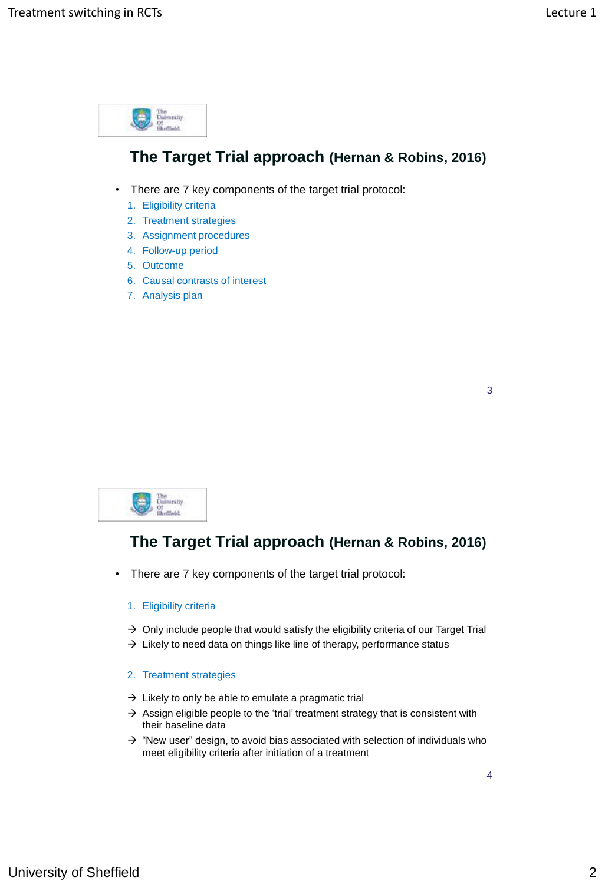## The Target Trial approach (Hernan & Robins, 2016)

- There are 7 key components of the target trial protocol:
  1. Eligibility criteria
  2. Treatment strategies
  3. Assignment procedures
  4. Follow-up period
  5. Outcome
  6. Causal contrasts of interest
  7. Analysis plan

## The Target Trial approach (Hernan & Robins, 2016)

- There are 7 key components of the target trial protocol:

1. Eligibility criteria

→ Only include people that would satisfy the eligibility criteria of our Target Trial
→ Likely to need data on things like line of therapy, performance status

2. Treatment strategies

→ Likely to only be able to emulate a pragmatic trial
→ Assign eligible people to the 'trial' treatment strategy that is consistent with their baseline data
→ "New user" design, to avoid bias associated with selection of individuals who meet eligibility criteria after initiation of a treatment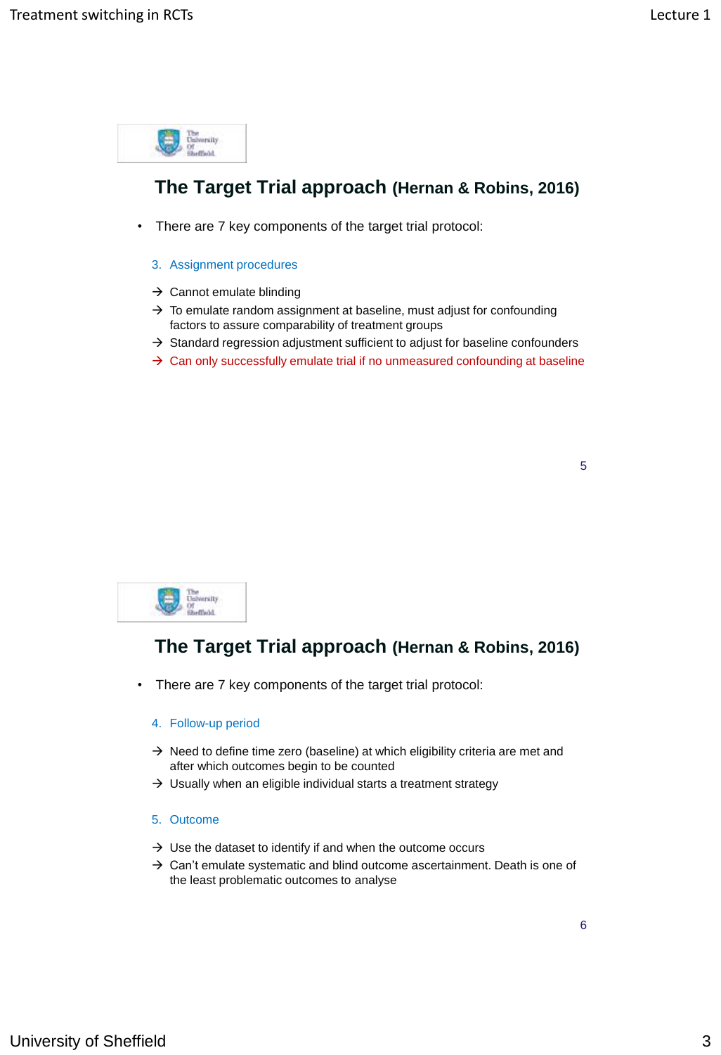## The Target Trial approach (Hernan & Robins, 2016)

- There are 7 key components of the target trial protocol:

3. Assignment procedures

→ Cannot emulate blinding
→ To emulate random assignment at baseline, must adjust for confounding factors to assure comparability of treatment groups
→ Standard regression adjustment sufficient to adjust for baseline confounders
→ Can only successfully emulate trial if no unmeasured confounding at baseline

## The Target Trial approach (Hernan & Robins, 2016)

- There are 7 key components of the target trial protocol:

4. Follow-up period

→ Need to define time zero (baseline) at which eligibility criteria are met and after which outcomes begin to be counted
→ Usually when an eligible individual starts a treatment strategy

5. Outcome

→ Use the dataset to identify if and when the outcome occurs
→ Can't emulate systematic and blind outcome ascertainment. Death is one of the least problematic outcomes to analyse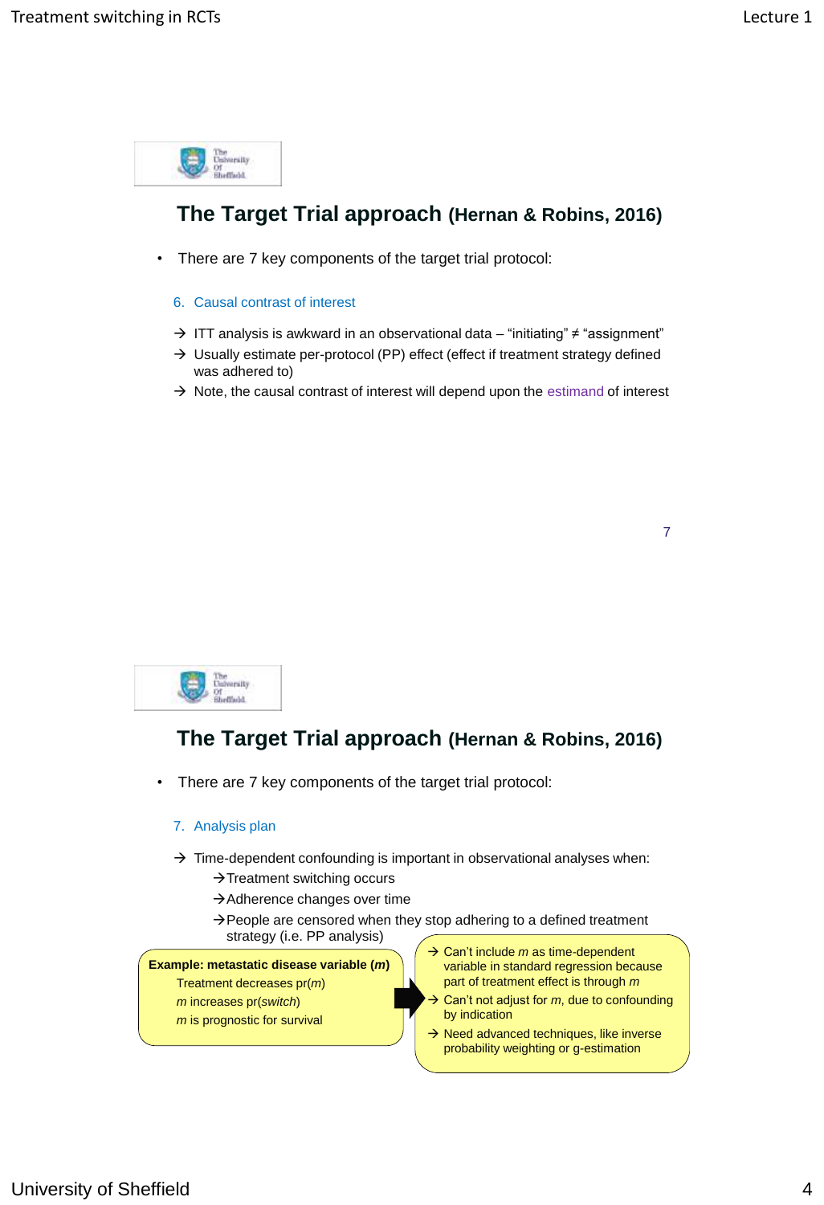## The Target Trial approach (Hernan & Robins, 2016)

- There are 7 key components of the target trial protocol:

6. Causal contrast of interest

→ ITT analysis is awkward in an observational data – "initiating" ≠ "assignment"
→ Usually estimate per-protocol (PP) effect (effect if treatment strategy defined was adhered to)
→ Note, the causal contrast of interest will depend upon the estimand of interest

## The Target Trial approach (Hernan & Robins, 2016)

- There are 7 key components of the target trial protocol:

7. Analysis plan

→ Time-dependent confounding is important in observational analyses when:
  - →Treatment switching occurs
  - →Adherence changes over time
  - →People are censored when they stop adhering to a defined treatment strategy (i.e. PP analysis)

**Example: metastatic disease variable (*m*)**

Treatment decreases pr(*m*)
*m* increases pr(*switch*)
*m* is prognostic for survival

→ Can't include *m* as time-dependent variable in standard regression because part of treatment effect is through *m*
→ Can't not adjust for *m*, due to confounding by indication
→ Need advanced techniques, like inverse probability weighting or g-estimation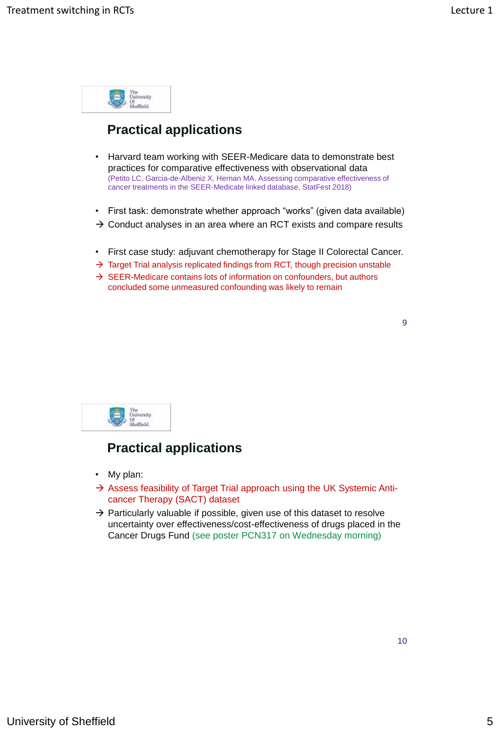## Practical applications

- Harvard team working with SEER-Medicare data to demonstrate best practices for comparative effectiveness with observational data (Petito LC, Garcia-de-Albeniz X, Hernan MA. Assessing comparative effectiveness of cancer treatments in the SEER-Medicare linked database, StatFest 2018)

- First task: demonstrate whether approach "works" (given data available)

→ Conduct analyses in an area where an RCT exists and compare results

- First case study: adjuvant chemotherapy for Stage II Colorectal Cancer.

→ Target Trial analysis replicated findings from RCT, though precision unstable

→ SEER-Medicare contains lots of information on confounders, but authors concluded some unmeasured confounding was likely to remain

## Practical applications

- My plan:

→ Assess feasibility of Target Trial approach using the UK Systemic Anti-cancer Therapy (SACT) dataset

→ Particularly valuable if possible, given use of this dataset to resolve uncertainty over effectiveness/cost-effectiveness of drugs placed in the Cancer Drugs Fund (see poster PCN317 on Wednesday morning)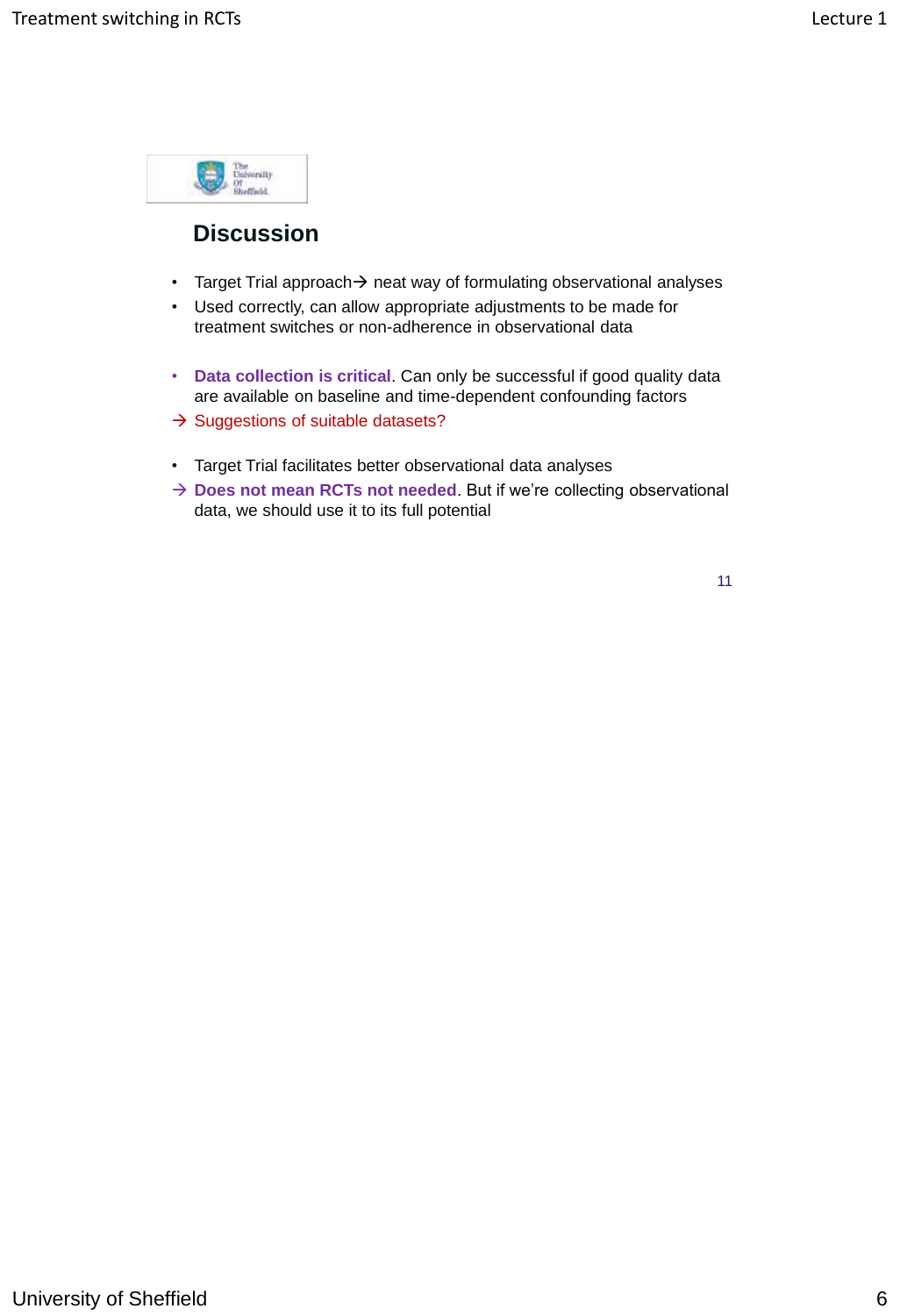## Discussion

- Target Trial approach→ neat way of formulating observational analyses
- Used correctly, can allow appropriate adjustments to be made for treatment switches or non-adherence in observational data

- **Data collection is critical**. Can only be successful if good quality data are available on baseline and time-dependent confounding factors

→ Suggestions of suitable datasets?

- Target Trial facilitates better observational data analyses

→ **Does not mean RCTs not needed**. But if we're collecting observational data, we should use it to its full potential